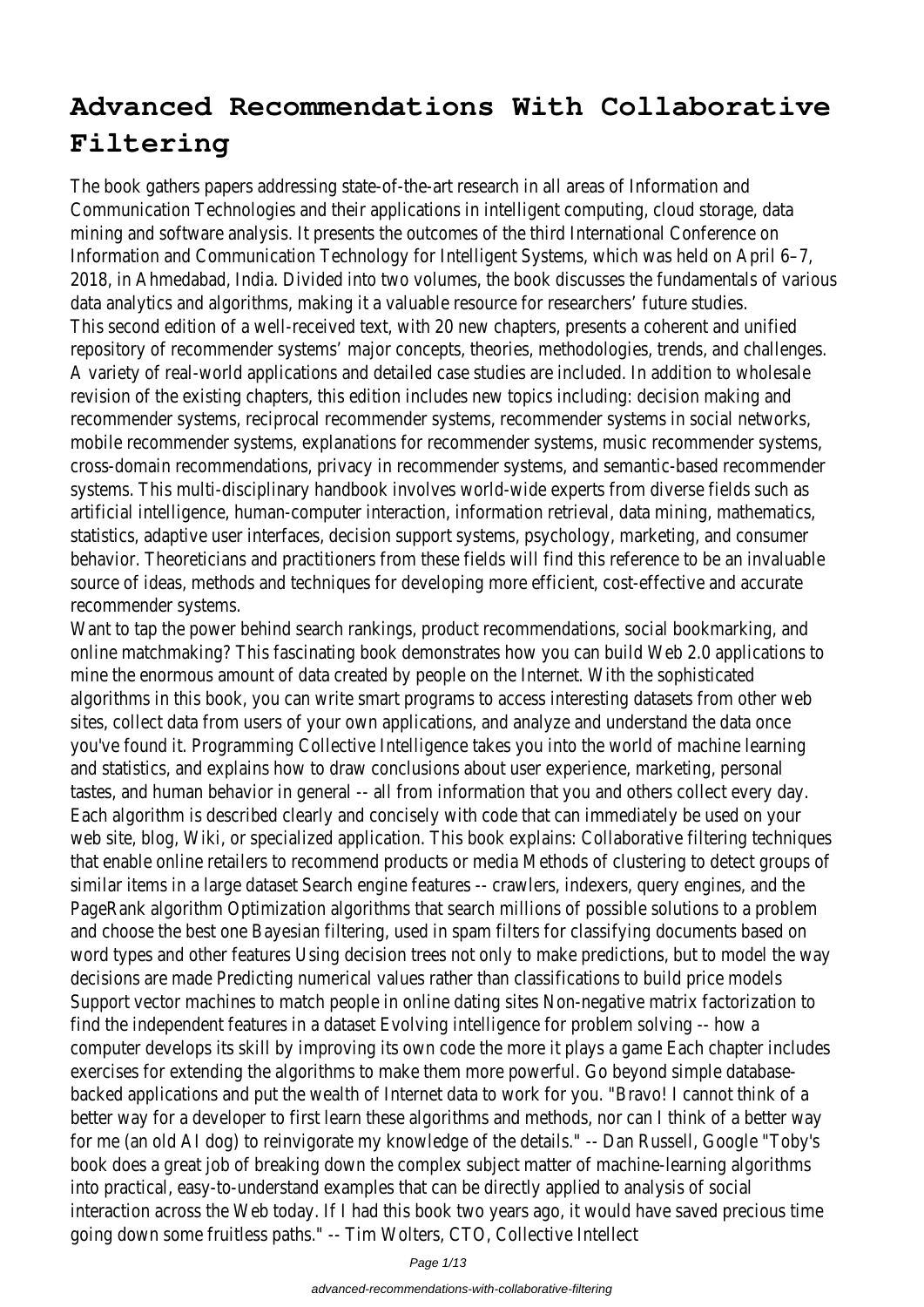# Advanced Recommendations With Collaborative Filtering

The book gathers papers addressing state-of-the-art research in all areas of Information and Communication Technologies and their applications in intelligent computing, cloud storage, data mining and software analysis. It presents the outcomes of the third International Conference on Information and Communication Technology for Intelligent Systems, which was held on April 6–7, 2018, in Ahmedabad, India. Divided into two volumes, the book discusses the fundamentals of various data analytics and algorithms, making it a valuable resource for researchers' future studies.

This second edition of a well-received text, with 20 new chapters, presents a coherent and unified repository of recommender systems' major concepts, theories, methodologies, trends, and challenges. A variety of real-world applications and detailed case studies are included. In addition to wholesale revision of the existing chapters, this edition includes new topics including: decision making and recommender systems, reciprocal recommender systems, recommender systems in social networks, mobile recommender systems, explanations for recommender systems, music recommender systems, cross-domain recommendations, privacy in recommender systems, and semantic-based recommender systems. This multi-disciplinary handbook involves world-wide experts from diverse fields such as artificial intelligence, human-computer interaction, information retrieval, data mining, mathematics, statistics, adaptive user interfaces, decision support systems, psychology, marketing, and consumer behavior. Theoreticians and practitioners from these fields will find this reference to be an invaluable source of ideas, methods and techniques for developing more efficient, cost-effective and accurate recommender systems.

Want to tap the power behind search rankings, product recommendations, social bookmarking, and online matchmaking? This fascinating book demonstrates how you can build Web 2.0 applications to mine the enormous amount of data created by people on the Internet. With the sophisticated algorithms in this book, you can write smart programs to access interesting datasets from other web sites, collect data from users of your own applications, and analyze and understand the data once you've found it. Programming Collective Intelligence takes you into the world of machine learning and statistics, and explains how to draw conclusions about user experience, marketing, personal tastes, and human behavior in general -- all from information that you and others collect every day. Each algorithm is described clearly and concisely with code that can immediately be used on your web site, blog, Wiki, or specialized application. This book explains: Collaborative filtering techniques that enable online retailers to recommend products or media Methods of clustering to detect groups of similar items in a large dataset Search engine features -- crawlers, indexers, query engines, and the PageRank algorithm Optimization algorithms that search millions of possible solutions to a problem and choose the best one Bayesian filtering, used in spam filters for classifying documents based on word types and other features Using decision trees not only to make predictions, but to model the way decisions are made Predicting numerical values rather than classifications to build price models Support vector machines to match people in online dating sites Non-negative matrix factorization to find the independent features in a dataset Evolving intelligence for problem solving -- how a computer develops its skill by improving its own code the more it plays a game Each chapter includes exercises for extending the algorithms to make them more powerful. Go beyond simple database-backed applications and put the wealth of Internet data to work for you. "Bravo! I cannot think of a better way for a developer to first learn these algorithms and methods, nor can I think of a better way for me (an old AI dog) to reinvigorate my knowledge of the details." -- Dan Russell, Google "Toby's book does a great job of breaking down the complex subject matter of machine-learning algorithms into practical, easy-to-understand examples that can be directly applied to analysis of social interaction across the Web today. If I had this book two years ago, it would have saved precious time going down some fruitless paths." -- Tim Wolters, CTO, Collective Intellect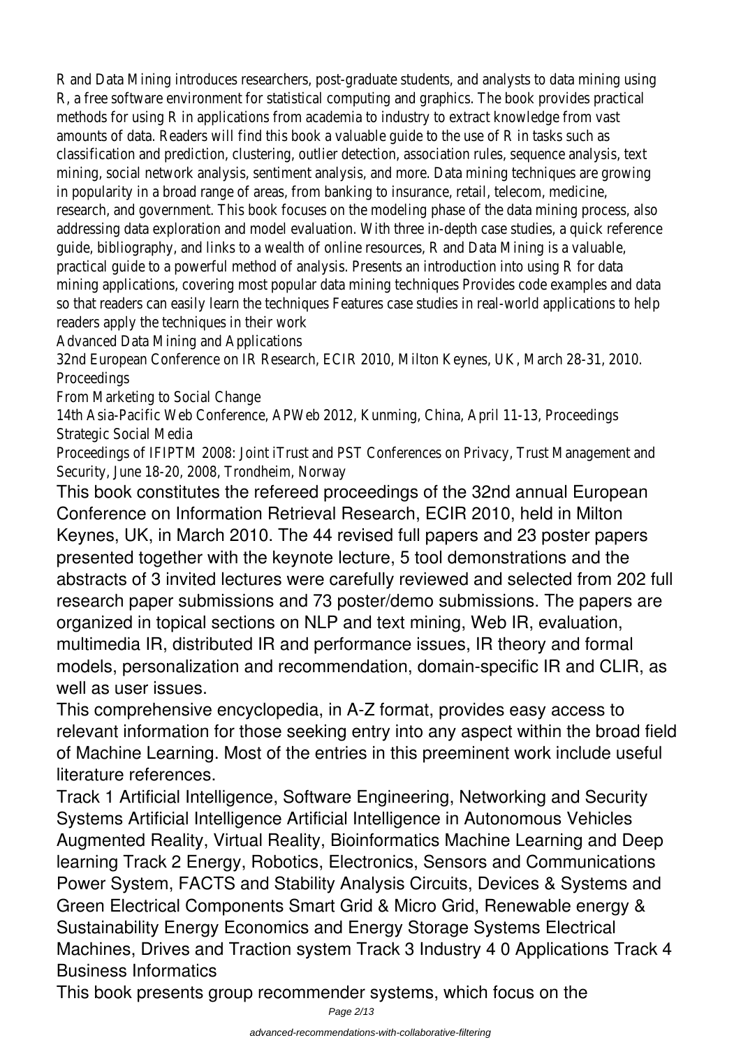R and Data Mining introduces researchers, post-graduate students, and analysts to data mining using R, a free software environment for statistical computing and graphics. The book provides practical methods for using R in applications from academia to industry to extract knowledge from vast amounts of data. Readers will find this book a valuable guide to the use of R in tasks such as classification and prediction, clustering, outlier detection, association rules, sequence analysis, text mining, social network analysis, sentiment analysis, and more. Data mining techniques are growing in popularity in a broad range of areas, from banking to insurance, retail, telecom, medicine, research, and government. This book focuses on the modeling phase of the data mining process, also addressing data exploration and model evaluation. With three in-depth case studies, a quick reference guide, bibliography, and links to a wealth of online resources, R and Data Mining is a valuable, practical guide to a powerful method of analysis. Presents an introduction into using R for data mining applications, covering most popular data mining techniques Provides code examples and data so that readers can easily learn the techniques Features case studies in real-world applications to help readers apply the techniques in their work

Advanced Data Mining and Applications

32nd European Conference on IR Research, ECIR 2010, Milton Keynes, UK, March 28-31, 2010. Proceedings

From Marketing to Social Change

14th Asia-Pacific Web Conference, APWeb 2012, Kunming, China, April 11-13, Proceedings

Strategic Social Media

Proceedings of IFIPTM 2008: Joint iTrust and PST Conferences on Privacy, Trust Management and Security, June 18-20, 2008, Trondheim, Norway

This book constitutes the refereed proceedings of the 32nd annual European Conference on Information Retrieval Research, ECIR 2010, held in Milton Keynes, UK, in March 2010. The 44 revised full papers and 23 poster papers presented together with the keynote lecture, 5 tool demonstrations and the abstracts of 3 invited lectures were carefully reviewed and selected from 202 full research paper submissions and 73 poster/demo submissions. The papers are organized in topical sections on NLP and text mining, Web IR, evaluation, multimedia IR, distributed IR and performance issues, IR theory and formal models, personalization and recommendation, domain-specific IR and CLIR, as well as user issues.

This comprehensive encyclopedia, in A-Z format, provides easy access to relevant information for those seeking entry into any aspect within the broad field of Machine Learning. Most of the entries in this preeminent work include useful literature references.

Track 1 Artificial Intelligence, Software Engineering, Networking and Security Systems Artificial Intelligence Artificial Intelligence in Autonomous Vehicles Augmented Reality, Virtual Reality, Bioinformatics Machine Learning and Deep learning Track 2 Energy, Robotics, Electronics, Sensors and Communications Power System, FACTS and Stability Analysis Circuits, Devices & Systems and Green Electrical Components Smart Grid & Micro Grid, Renewable energy & Sustainability Energy Economics and Energy Storage Systems Electrical Machines, Drives and Traction system Track 3 Industry 4 0 Applications Track 4 Business Informatics

This book presents group recommender systems, which focus on the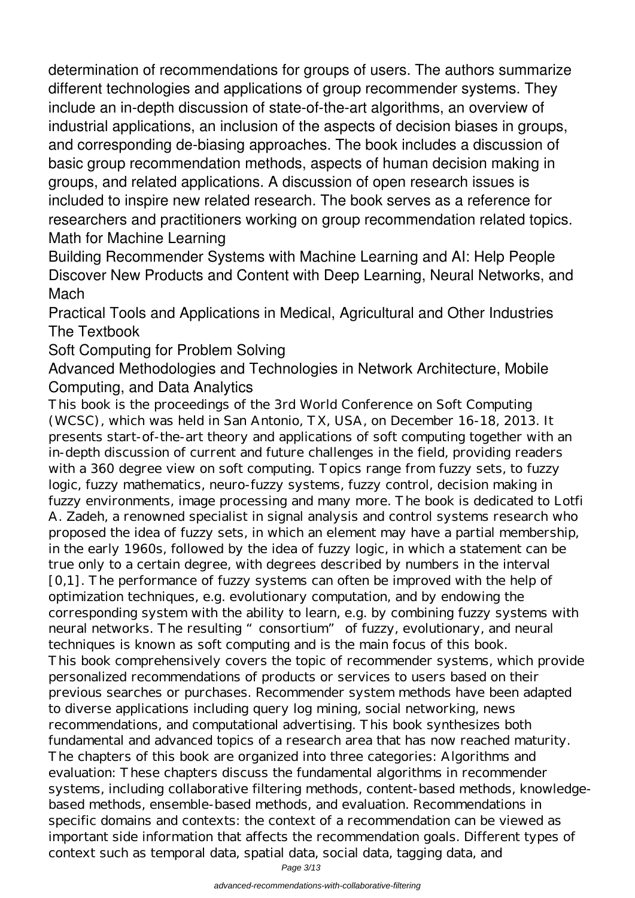determination of recommendations for groups of users. The authors summarize different technologies and applications of group recommender systems. They include an in-depth discussion of state-of-the-art algorithms, an overview of industrial applications, an inclusion of the aspects of decision biases in groups, and corresponding de-biasing approaches. The book includes a discussion of basic group recommendation methods, aspects of human decision making in groups, and related applications. A discussion of open research issues is included to inspire new related research. The book serves as a reference for researchers and practitioners working on group recommendation related topics.

Math for Machine Learning

Building Recommender Systems with Machine Learning and AI: Help People Discover New Products and Content with Deep Learning, Neural Networks, and Mach

Practical Tools and Applications in Medical, Agricultural and Other Industries

The Textbook

Soft Computing for Problem Solving

Advanced Methodologies and Technologies in Network Architecture, Mobile Computing, and Data Analytics

This book is the proceedings of the 3rd World Conference on Soft Computing (WCSC), which was held in San Antonio, TX, USA, on December 16-18, 2013. It presents start-of-the-art theory and applications of soft computing together with an in-depth discussion of current and future challenges in the field, providing readers with a 360 degree view on soft computing. Topics range from fuzzy sets, to fuzzy logic, fuzzy mathematics, neuro-fuzzy systems, fuzzy control, decision making in fuzzy environments, image processing and many more. The book is dedicated to Lotfi A. Zadeh, a renowned specialist in signal analysis and control systems research who proposed the idea of fuzzy sets, in which an element may have a partial membership, in the early 1960s, followed by the idea of fuzzy logic, in which a statement can be true only to a certain degree, with degrees described by numbers in the interval [0,1]. The performance of fuzzy systems can often be improved with the help of optimization techniques, e.g. evolutionary computation, and by endowing the corresponding system with the ability to learn, e.g. by combining fuzzy systems with neural networks. The resulting "consortium" of fuzzy, evolutionary, and neural techniques is known as soft computing and is the main focus of this book.

This book comprehensively covers the topic of recommender systems, which provide personalized recommendations of products or services to users based on their previous searches or purchases. Recommender system methods have been adapted to diverse applications including query log mining, social networking, news recommendations, and computational advertising. This book synthesizes both fundamental and advanced topics of a research area that has now reached maturity. The chapters of this book are organized into three categories: Algorithms and evaluation: These chapters discuss the fundamental algorithms in recommender systems, including collaborative filtering methods, content-based methods, knowledge-based methods, ensemble-based methods, and evaluation. Recommendations in specific domains and contexts: the context of a recommendation can be viewed as important side information that affects the recommendation goals. Different types of context such as temporal data, spatial data, social data, tagging data, and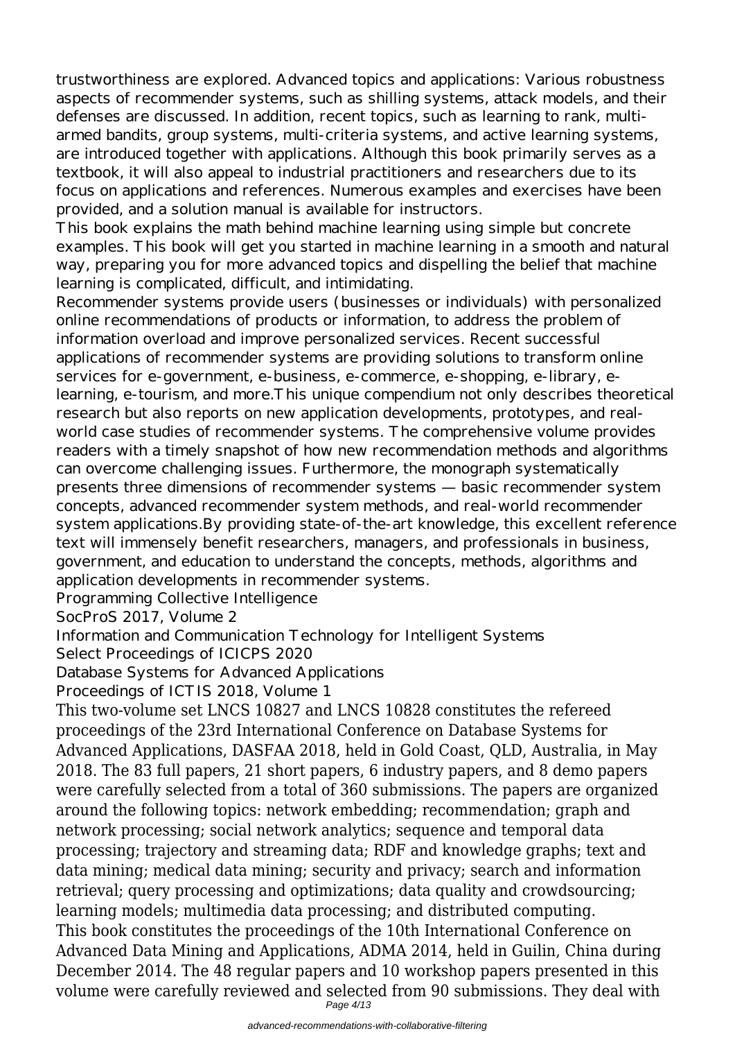trustworthiness are explored. Advanced topics and applications: Various robustness aspects of recommender systems, such as shilling systems, attack models, and their defenses are discussed. In addition, recent topics, such as learning to rank, multi-armed bandits, group systems, multi-criteria systems, and active learning systems, are introduced together with applications. Although this book primarily serves as a textbook, it will also appeal to industrial practitioners and researchers due to its focus on applications and references. Numerous examples and exercises have been provided, and a solution manual is available for instructors.

This book explains the math behind machine learning using simple but concrete examples. This book will get you started in machine learning in a smooth and natural way, preparing you for more advanced topics and dispelling the belief that machine learning is complicated, difficult, and intimidating.

Recommender systems provide users (businesses or individuals) with personalized online recommendations of products or information, to address the problem of information overload and improve personalized services. Recent successful applications of recommender systems are providing solutions to transform online services for e-government, e-business, e-commerce, e-shopping, e-library, e-learning, e-tourism, and more.This unique compendium not only describes theoretical research but also reports on new application developments, prototypes, and real-world case studies of recommender systems. The comprehensive volume provides readers with a timely snapshot of how new recommendation methods and algorithms can overcome challenging issues. Furthermore, the monograph systematically presents three dimensions of recommender systems — basic recommender system concepts, advanced recommender system methods, and real-world recommender system applications.By providing state-of-the-art knowledge, this excellent reference text will immensely benefit researchers, managers, and professionals in business, government, and education to understand the concepts, methods, algorithms and application developments in recommender systems.

Programming Collective Intelligence

SocProS 2017, Volume 2

Information and Communication Technology for Intelligent Systems

Select Proceedings of ICICPS 2020

Database Systems for Advanced Applications

Proceedings of ICTIS 2018, Volume 1

This two-volume set LNCS 10827 and LNCS 10828 constitutes the refereed proceedings of the 23rd International Conference on Database Systems for Advanced Applications, DASFAA 2018, held in Gold Coast, QLD, Australia, in May 2018. The 83 full papers, 21 short papers, 6 industry papers, and 8 demo papers were carefully selected from a total of 360 submissions. The papers are organized around the following topics: network embedding; recommendation; graph and network processing; social network analytics; sequence and temporal data processing; trajectory and streaming data; RDF and knowledge graphs; text and data mining; medical data mining; security and privacy; search and information retrieval; query processing and optimizations; data quality and crowdsourcing; learning models; multimedia data processing; and distributed computing.

This book constitutes the proceedings of the 10th International Conference on Advanced Data Mining and Applications, ADMA 2014, held in Guilin, China during December 2014. The 48 regular papers and 10 workshop papers presented in this volume were carefully reviewed and selected from 90 submissions. They deal with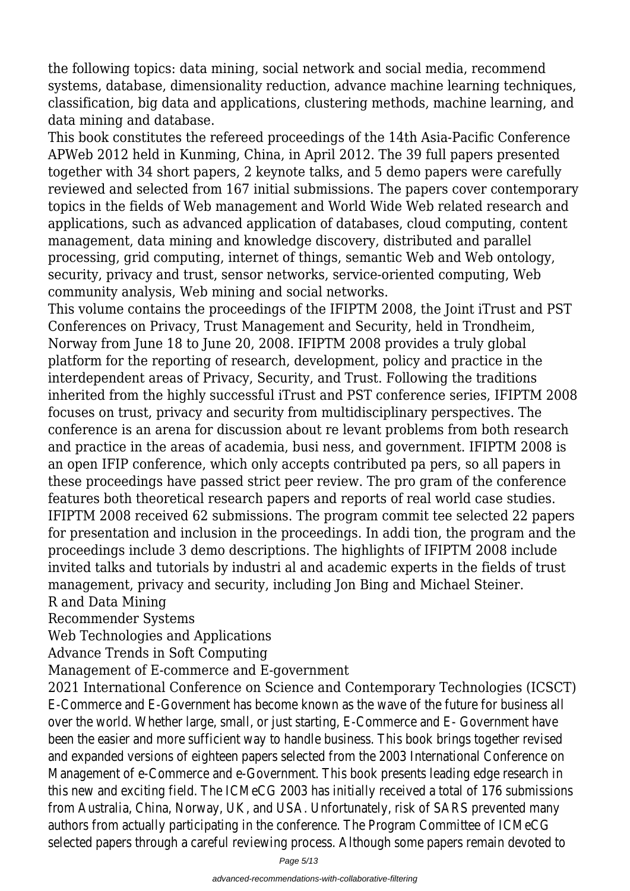the following topics: data mining, social network and social media, recommend systems, database, dimensionality reduction, advance machine learning techniques, classification, big data and applications, clustering methods, machine learning, and data mining and database.

This book constitutes the refereed proceedings of the 14th Asia-Pacific Conference APWeb 2012 held in Kunming, China, in April 2012. The 39 full papers presented together with 34 short papers, 2 keynote talks, and 5 demo papers were carefully reviewed and selected from 167 initial submissions. The papers cover contemporary topics in the fields of Web management and World Wide Web related research and applications, such as advanced application of databases, cloud computing, content management, data mining and knowledge discovery, distributed and parallel processing, grid computing, internet of things, semantic Web and Web ontology, security, privacy and trust, sensor networks, service-oriented computing, Web community analysis, Web mining and social networks.

This volume contains the proceedings of the IFIPTM 2008, the Joint iTrust and PST Conferences on Privacy, Trust Management and Security, held in Trondheim, Norway from June 18 to June 20, 2008. IFIPTM 2008 provides a truly global platform for the reporting of research, development, policy and practice in the interdependent areas of Privacy, Security, and Trust. Following the traditions inherited from the highly successful iTrust and PST conference series, IFIPTM 2008 focuses on trust, privacy and security from multidisciplinary perspectives. The conference is an arena for discussion about re levant problems from both research and practice in the areas of academia, busi ness, and government. IFIPTM 2008 is an open IFIP conference, which only accepts contributed pa pers, so all papers in these proceedings have passed strict peer review. The pro gram of the conference features both theoretical research papers and reports of real world case studies. IFIPTM 2008 received 62 submissions. The program commit tee selected 22 papers for presentation and inclusion in the proceedings. In addi tion, the program and the proceedings include 3 demo descriptions. The highlights of IFIPTM 2008 include invited talks and tutorials by industri al and academic experts in the fields of trust management, privacy and security, including Jon Bing and Michael Steiner.

R and Data Mining

Recommender Systems

Web Technologies and Applications

Advance Trends in Soft Computing

Management of E-commerce and E-government

2021 International Conference on Science and Contemporary Technologies (ICSCT)

E-Commerce and E-Government has become known as the wave of the future for business all over the world. Whether large, small, or just starting, E-Commerce and E- Government have been the easier and more sufficient way to handle business. This book brings together revised and expanded versions of eighteen papers selected from the 2003 International Conference on Management of e-Commerce and e-Government. This book presents leading edge research in this new and exciting field. The ICMeCG 2003 has initially received a total of 176 submissions from Australia, China, Norway, UK, and USA. Unfortunately, risk of SARS prevented many authors from actually participating in the conference. The Program Committee of ICMeCG selected papers through a careful reviewing process. Although some papers remain devoted to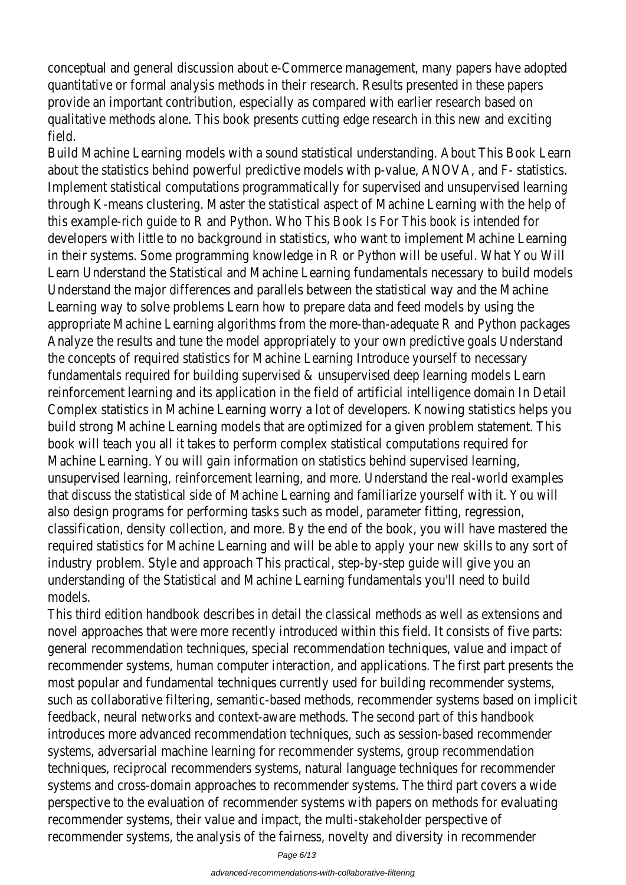conceptual and general discussion about e-Commerce management, many papers have adopted quantitative or formal analysis methods in their research. Results presented in these papers provide an important contribution, especially as compared with earlier research based on qualitative methods alone. This book presents cutting edge research in this new and exciting field.

Build Machine Learning models with a sound statistical understanding. About This Book Learn about the statistics behind powerful predictive models with p-value, ANOVA, and F- statistics. Implement statistical computations programmatically for supervised and unsupervised learning through K-means clustering. Master the statistical aspect of Machine Learning with the help of this example-rich guide to R and Python. Who This Book Is For This book is intended for developers with little to no background in statistics, who want to implement Machine Learning in their systems. Some programming knowledge in R or Python will be useful. What You Will Learn Understand the Statistical and Machine Learning fundamentals necessary to build models Understand the major differences and parallels between the statistical way and the Machine Learning way to solve problems Learn how to prepare data and feed models by using the appropriate Machine Learning algorithms from the more-than-adequate R and Python packages Analyze the results and tune the model appropriately to your own predictive goals Understand the concepts of required statistics for Machine Learning Introduce yourself to necessary fundamentals required for building supervised & unsupervised deep learning models Learn reinforcement learning and its application in the field of artificial intelligence domain In Detail Complex statistics in Machine Learning worry a lot of developers. Knowing statistics helps you build strong Machine Learning models that are optimized for a given problem statement. This book will teach you all it takes to perform complex statistical computations required for Machine Learning. You will gain information on statistics behind supervised learning, unsupervised learning, reinforcement learning, and more. Understand the real-world examples that discuss the statistical side of Machine Learning and familiarize yourself with it. You will also design programs for performing tasks such as model, parameter fitting, regression, classification, density collection, and more. By the end of the book, you will have mastered the required statistics for Machine Learning and will be able to apply your new skills to any sort of industry problem. Style and approach This practical, step-by-step guide will give you an understanding of the Statistical and Machine Learning fundamentals you'll need to build models.

This third edition handbook describes in detail the classical methods as well as extensions and novel approaches that were more recently introduced within this field. It consists of five parts: general recommendation techniques, special recommendation techniques, value and impact of recommender systems, human computer interaction, and applications. The first part presents the most popular and fundamental techniques currently used for building recommender systems, such as collaborative filtering, semantic-based methods, recommender systems based on implicit feedback, neural networks and context-aware methods. The second part of this handbook introduces more advanced recommendation techniques, such as session-based recommender systems, adversarial machine learning for recommender systems, group recommendation techniques, reciprocal recommenders systems, natural language techniques for recommender systems and cross-domain approaches to recommender systems. The third part covers a wide perspective to the evaluation of recommender systems with papers on methods for evaluating recommender systems, their value and impact, the multi-stakeholder perspective of recommender systems, the analysis of the fairness, novelty and diversity in recommender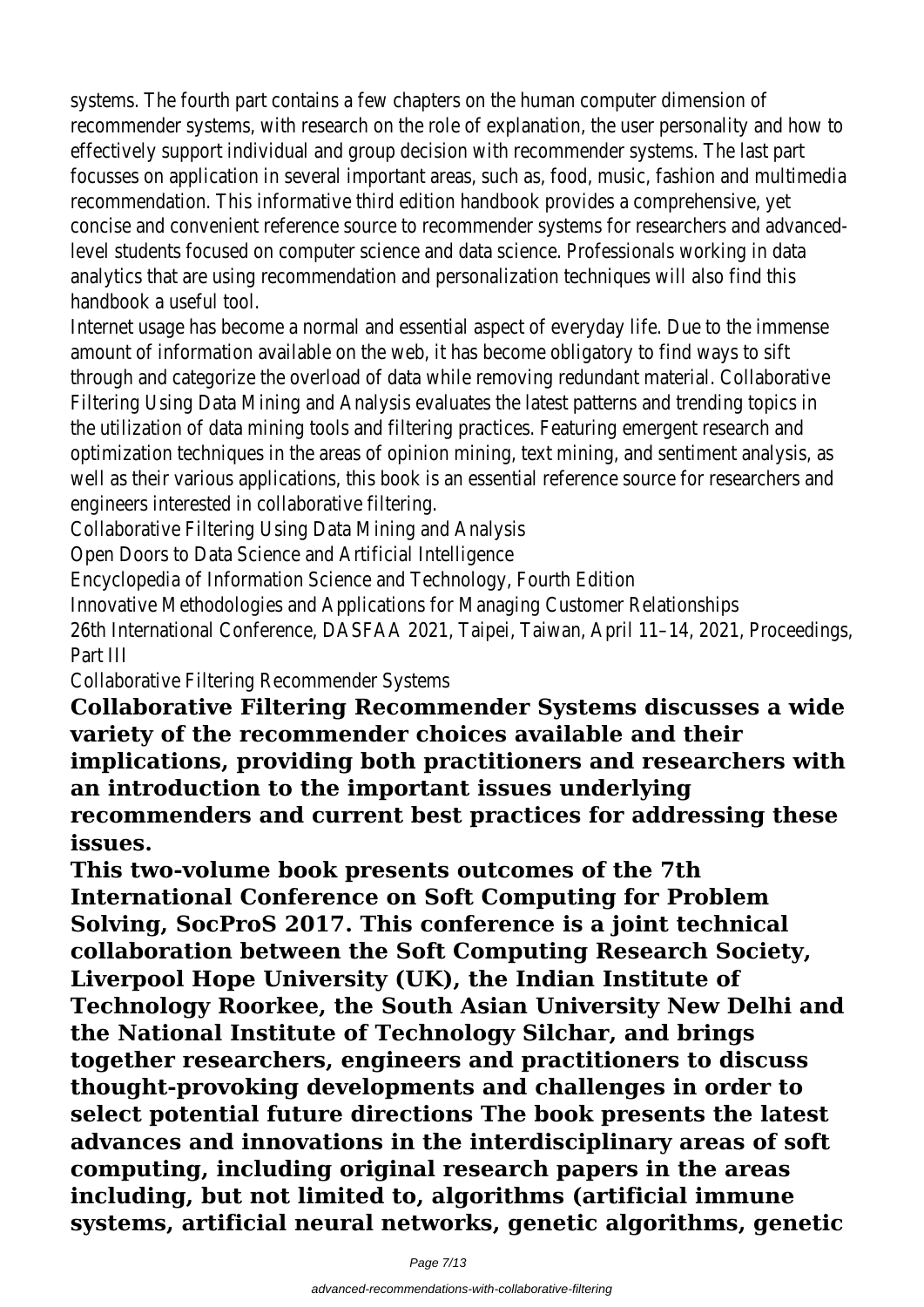systems. The fourth part contains a few chapters on the human computer dimension of recommender systems, with research on the role of explanation, the user personality and how to effectively support individual and group decision with recommender systems. The last part focusses on application in several important areas, such as, food, music, fashion and multimedia recommendation. This informative third edition handbook provides a comprehensive, yet concise and convenient reference source to recommender systems for researchers and advanced-level students focused on computer science and data science. Professionals working in data analytics that are using recommendation and personalization techniques will also find this handbook a useful tool.

Internet usage has become a normal and essential aspect of everyday life. Due to the immense amount of information available on the web, it has become obligatory to find ways to sift through and categorize the overload of data while removing redundant material. Collaborative Filtering Using Data Mining and Analysis evaluates the latest patterns and trending topics in the utilization of data mining tools and filtering practices. Featuring emergent research and optimization techniques in the areas of opinion mining, text mining, and sentiment analysis, as well as their various applications, this book is an essential reference source for researchers and engineers interested in collaborative filtering.

Collaborative Filtering Using Data Mining and Analysis

Open Doors to Data Science and Artificial Intelligence

Encyclopedia of Information Science and Technology, Fourth Edition

Innovative Methodologies and Applications for Managing Customer Relationships

26th International Conference, DASFAA 2021, Taipei, Taiwan, April 11–14, 2021, Proceedings, Part III

Collaborative Filtering Recommender Systems

**Collaborative Filtering Recommender Systems discusses a wide variety of the recommender choices available and their implications, providing both practitioners and researchers with an introduction to the important issues underlying recommenders and current best practices for addressing these issues.**

**This two-volume book presents outcomes of the 7th International Conference on Soft Computing for Problem Solving, SocProS 2017. This conference is a joint technical collaboration between the Soft Computing Research Society, Liverpool Hope University (UK), the Indian Institute of Technology Roorkee, the South Asian University New Delhi and the National Institute of Technology Silchar, and brings together researchers, engineers and practitioners to discuss thought-provoking developments and challenges in order to select potential future directions The book presents the latest advances and innovations in the interdisciplinary areas of soft computing, including original research papers in the areas including, but not limited to, algorithms (artificial immune systems, artificial neural networks, genetic algorithms, genetic**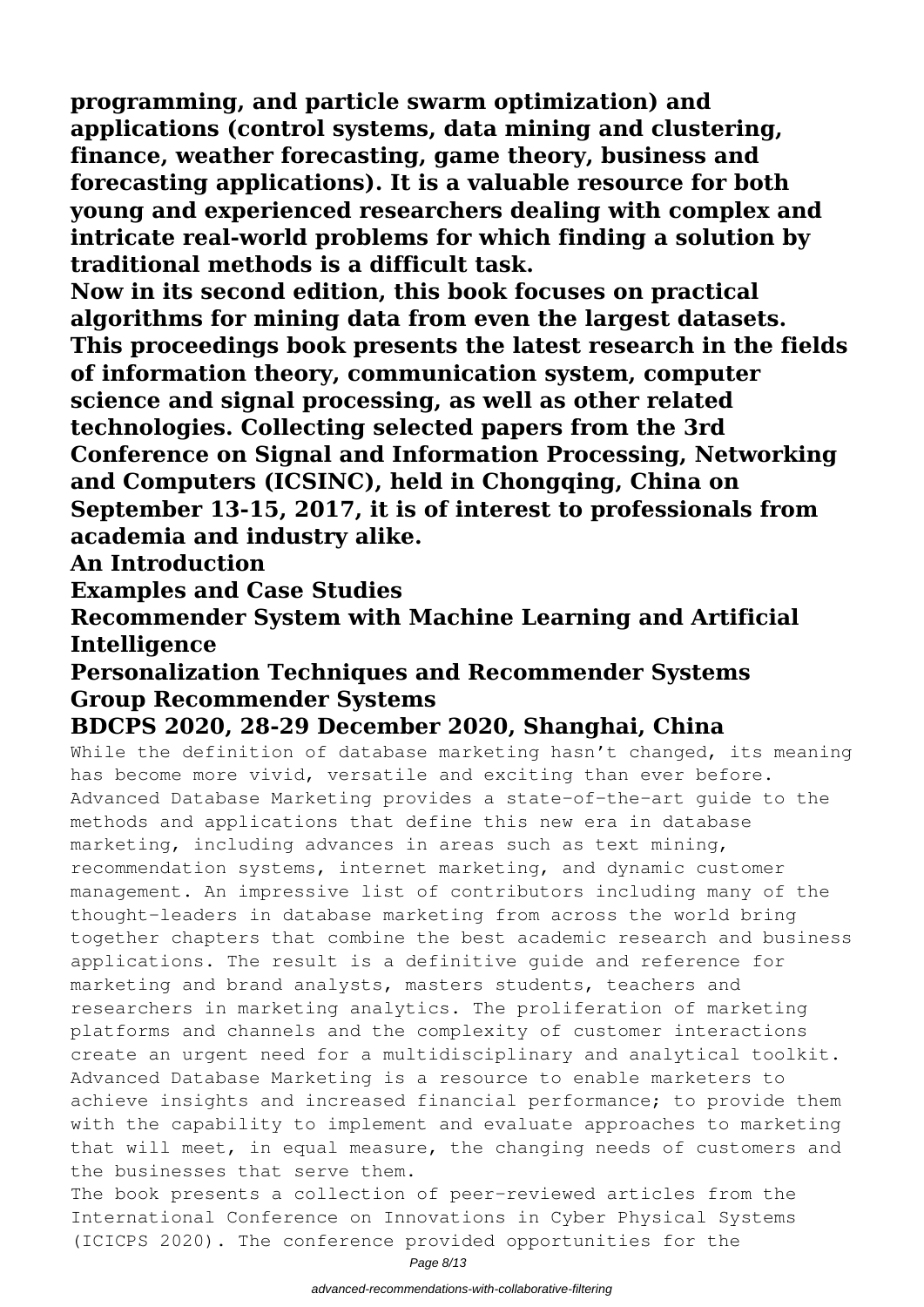**programming, and particle swarm optimization) and applications (control systems, data mining and clustering, finance, weather forecasting, game theory, business and forecasting applications). It is a valuable resource for both young and experienced researchers dealing with complex and intricate real-world problems for which finding a solution by traditional methods is a difficult task.**

**Now in its second edition, this book focuses on practical algorithms for mining data from even the largest datasets.**

**This proceedings book presents the latest research in the fields of information theory, communication system, computer science and signal processing, as well as other related technologies. Collecting selected papers from the 3rd Conference on Signal and Information Processing, Networking and Computers (ICSINC), held in Chongqing, China on September 13-15, 2017, it is of interest to professionals from academia and industry alike.**

**An Introduction**

**Examples and Case Studies**

**Recommender System with Machine Learning and Artificial Intelligence**

**Personalization Techniques and Recommender Systems**

**Group Recommender Systems**

**BDCPS 2020, 28-29 December 2020, Shanghai, China**

While the definition of database marketing hasn't changed, its meaning has become more vivid, versatile and exciting than ever before. Advanced Database Marketing provides a state-of-the-art guide to the methods and applications that define this new era in database marketing, including advances in areas such as text mining, recommendation systems, internet marketing, and dynamic customer management. An impressive list of contributors including many of the thought-leaders in database marketing from across the world bring together chapters that combine the best academic research and business applications. The result is a definitive guide and reference for marketing and brand analysts, masters students, teachers and researchers in marketing analytics. The proliferation of marketing platforms and channels and the complexity of customer interactions create an urgent need for a multidisciplinary and analytical toolkit. Advanced Database Marketing is a resource to enable marketers to achieve insights and increased financial performance; to provide them with the capability to implement and evaluate approaches to marketing that will meet, in equal measure, the changing needs of customers and the businesses that serve them.

The book presents a collection of peer-reviewed articles from the International Conference on Innovations in Cyber Physical Systems (ICICPS 2020). The conference provided opportunities for the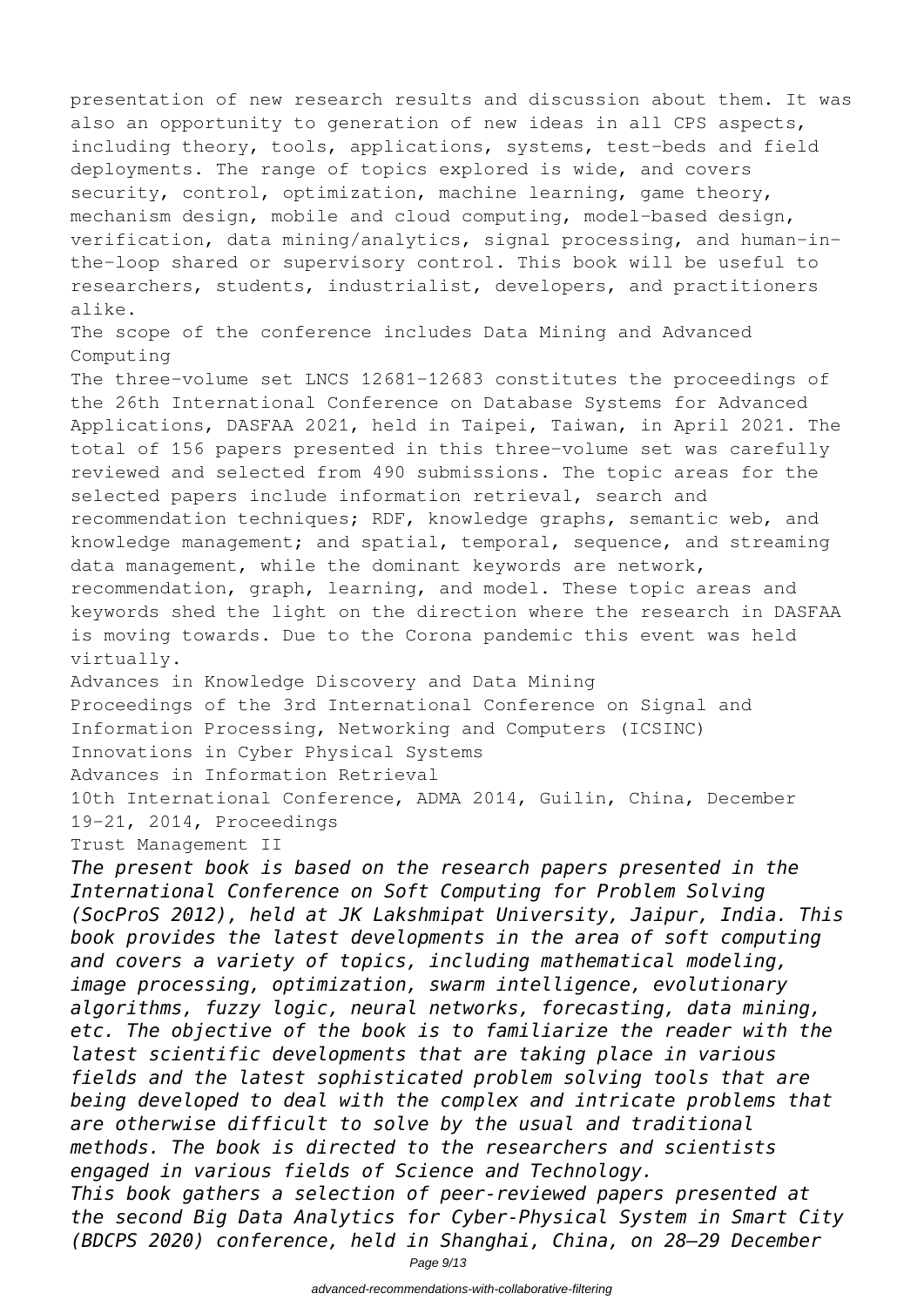presentation of new research results and discussion about them. It was also an opportunity to generation of new ideas in all CPS aspects, including theory, tools, applications, systems, test-beds and field deployments. The range of topics explored is wide, and covers security, control, optimization, machine learning, game theory, mechanism design, mobile and cloud computing, model-based design, verification, data mining/analytics, signal processing, and human-in-the-loop shared or supervisory control. This book will be useful to researchers, students, industrialist, developers, and practitioners alike.

The scope of the conference includes Data Mining and Advanced Computing

The three-volume set LNCS 12681-12683 constitutes the proceedings of the 26th International Conference on Database Systems for Advanced Applications, DASFAA 2021, held in Taipei, Taiwan, in April 2021. The total of 156 papers presented in this three-volume set was carefully reviewed and selected from 490 submissions. The topic areas for the selected papers include information retrieval, search and recommendation techniques; RDF, knowledge graphs, semantic web, and knowledge management; and spatial, temporal, sequence, and streaming data management, while the dominant keywords are network, recommendation, graph, learning, and model. These topic areas and keywords shed the light on the direction where the research in DASFAA is moving towards. Due to the Corona pandemic this event was held virtually.

Advances in Knowledge Discovery and Data Mining

Proceedings of the 3rd International Conference on Signal and Information Processing, Networking and Computers (ICSINC)

Innovations in Cyber Physical Systems

Advances in Information Retrieval

10th International Conference, ADMA 2014, Guilin, China, December 19-21, 2014, Proceedings

Trust Management II

*The present book is based on the research papers presented in the International Conference on Soft Computing for Problem Solving (SocProS 2012), held at JK Lakshmipat University, Jaipur, India. This book provides the latest developments in the area of soft computing and covers a variety of topics, including mathematical modeling, image processing, optimization, swarm intelligence, evolutionary algorithms, fuzzy logic, neural networks, forecasting, data mining, etc. The objective of the book is to familiarize the reader with the latest scientific developments that are taking place in various fields and the latest sophisticated problem solving tools that are being developed to deal with the complex and intricate problems that are otherwise difficult to solve by the usual and traditional methods. The book is directed to the researchers and scientists engaged in various fields of Science and Technology.*

*This book gathers a selection of peer-reviewed papers presented at the second Big Data Analytics for Cyber-Physical System in Smart City (BDCPS 2020) conference, held in Shanghai, China, on 28–29 December*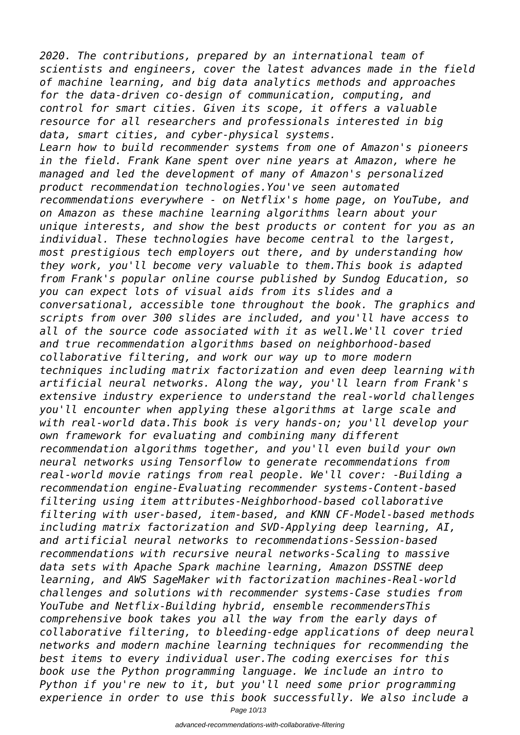*2020. The contributions, prepared by an international team of scientists and engineers, cover the latest advances made in the field of machine learning, and big data analytics methods and approaches for the data-driven co-design of communication, computing, and control for smart cities. Given its scope, it offers a valuable resource for all researchers and professionals interested in big data, smart cities, and cyber-physical systems.*

*Learn how to build recommender systems from one of Amazon's pioneers in the field. Frank Kane spent over nine years at Amazon, where he managed and led the development of many of Amazon's personalized product recommendation technologies.You've seen automated recommendations everywhere - on Netflix's home page, on YouTube, and on Amazon as these machine learning algorithms learn about your unique interests, and show the best products or content for you as an individual. These technologies have become central to the largest, most prestigious tech employers out there, and by understanding how they work, you'll become very valuable to them.This book is adapted from Frank's popular online course published by Sundog Education, so you can expect lots of visual aids from its slides and a conversational, accessible tone throughout the book. The graphics and scripts from over 300 slides are included, and you'll have access to all of the source code associated with it as well.We'll cover tried and true recommendation algorithms based on neighborhood-based collaborative filtering, and work our way up to more modern techniques including matrix factorization and even deep learning with artificial neural networks. Along the way, you'll learn from Frank's extensive industry experience to understand the real-world challenges you'll encounter when applying these algorithms at large scale and with real-world data.This book is very hands-on; you'll develop your own framework for evaluating and combining many different recommendation algorithms together, and you'll even build your own neural networks using Tensorflow to generate recommendations from real-world movie ratings from real people. We'll cover: -Building a recommendation engine-Evaluating recommender systems-Content-based filtering using item attributes-Neighborhood-based collaborative filtering with user-based, item-based, and KNN CF-Model-based methods including matrix factorization and SVD-Applying deep learning, AI, and artificial neural networks to recommendations-Session-based recommendations with recursive neural networks-Scaling to massive data sets with Apache Spark machine learning, Amazon DSSTNE deep learning, and AWS SageMaker with factorization machines-Real-world challenges and solutions with recommender systems-Case studies from YouTube and Netflix-Building hybrid, ensemble recommendersThis comprehensive book takes you all the way from the early days of collaborative filtering, to bleeding-edge applications of deep neural networks and modern machine learning techniques for recommending the best items to every individual user.The coding exercises for this book use the Python programming language. We include an intro to Python if you're new to it, but you'll need some prior programming experience in order to use this book successfully. We also include a*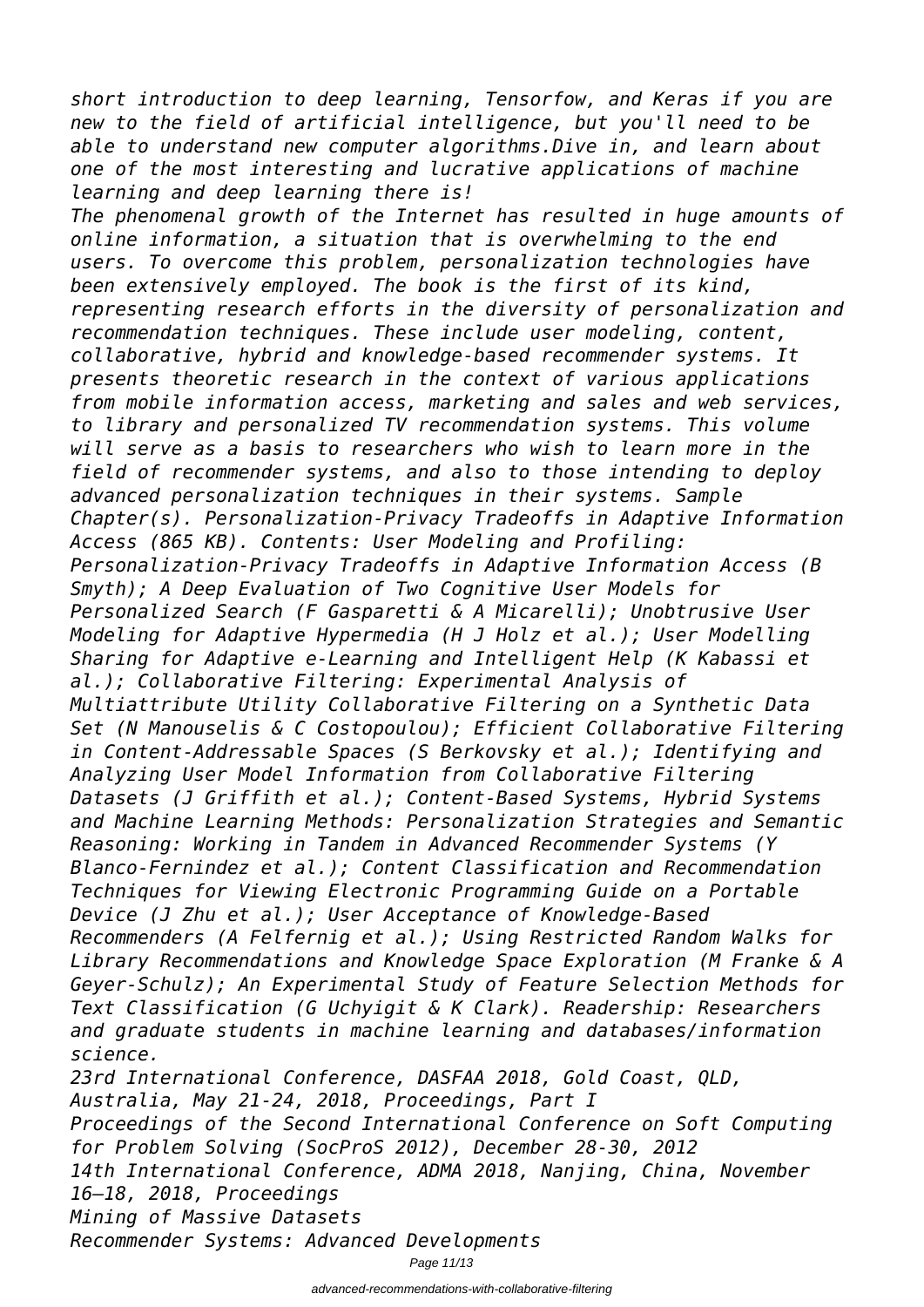*short introduction to deep learning, Tensorfow, and Keras if you are new to the field of artificial intelligence, but you'll need to be able to understand new computer algorithms.Dive in, and learn about one of the most interesting and lucrative applications of machine learning and deep learning there is!*

*The phenomenal growth of the Internet has resulted in huge amounts of online information, a situation that is overwhelming to the end users. To overcome this problem, personalization technologies have been extensively employed. The book is the first of its kind, representing research efforts in the diversity of personalization and recommendation techniques. These include user modeling, content, collaborative, hybrid and knowledge-based recommender systems. It presents theoretic research in the context of various applications from mobile information access, marketing and sales and web services, to library and personalized TV recommendation systems. This volume will serve as a basis to researchers who wish to learn more in the field of recommender systems, and also to those intending to deploy advanced personalization techniques in their systems. Sample Chapter(s). Personalization-Privacy Tradeoffs in Adaptive Information Access (865 KB). Contents: User Modeling and Profiling: Personalization-Privacy Tradeoffs in Adaptive Information Access (B Smyth); A Deep Evaluation of Two Cognitive User Models for Personalized Search (F Gasparetti & A Micarelli); Unobtrusive User Modeling for Adaptive Hypermedia (H J Holz et al.); User Modelling Sharing for Adaptive e-Learning and Intelligent Help (K Kabassi et al.); Collaborative Filtering: Experimental Analysis of Multiattribute Utility Collaborative Filtering on a Synthetic Data Set (N Manouselis & C Costopoulou); Efficient Collaborative Filtering in Content-Addressable Spaces (S Berkovsky et al.); Identifying and Analyzing User Model Information from Collaborative Filtering Datasets (J Griffith et al.); Content-Based Systems, Hybrid Systems and Machine Learning Methods: Personalization Strategies and Semantic Reasoning: Working in Tandem in Advanced Recommender Systems (Y Blanco-Fernindez et al.); Content Classification and Recommendation Techniques for Viewing Electronic Programming Guide on a Portable Device (J Zhu et al.); User Acceptance of Knowledge-Based Recommenders (A Felfernig et al.); Using Restricted Random Walks for Library Recommendations and Knowledge Space Exploration (M Franke & A Geyer-Schulz); An Experimental Study of Feature Selection Methods for Text Classification (G Uchyigit & K Clark). Readership: Researchers and graduate students in machine learning and databases/information science.*

*23rd International Conference, DASFAA 2018, Gold Coast, QLD, Australia, May 21-24, 2018, Proceedings, Part I*

*Proceedings of the Second International Conference on Soft Computing for Problem Solving (SocProS 2012), December 28-30, 2012*

*14th International Conference, ADMA 2018, Nanjing, China, November 16–18, 2018, Proceedings*

*Mining of Massive Datasets*

*Recommender Systems: Advanced Developments*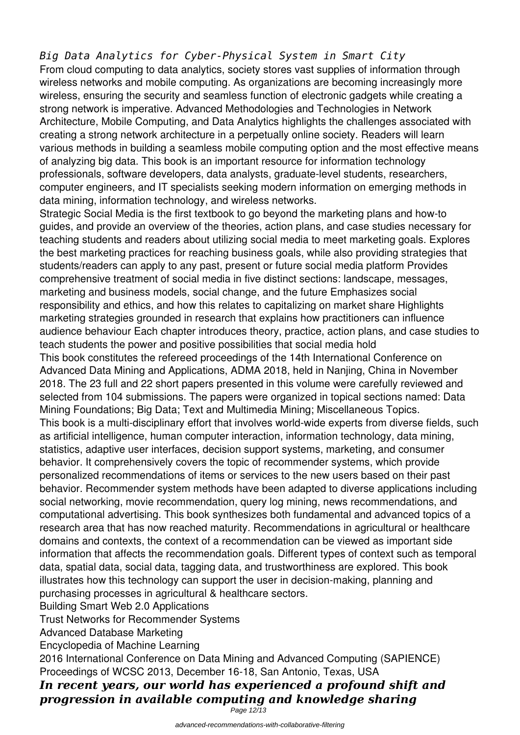*Big Data Analytics for Cyber-Physical System in Smart City*

From cloud computing to data analytics, society stores vast supplies of information through wireless networks and mobile computing. As organizations are becoming increasingly more wireless, ensuring the security and seamless function of electronic gadgets while creating a strong network is imperative. Advanced Methodologies and Technologies in Network Architecture, Mobile Computing, and Data Analytics highlights the challenges associated with creating a strong network architecture in a perpetually online society. Readers will learn various methods in building a seamless mobile computing option and the most effective means of analyzing big data. This book is an important resource for information technology professionals, software developers, data analysts, graduate-level students, researchers, computer engineers, and IT specialists seeking modern information on emerging methods in data mining, information technology, and wireless networks.

Strategic Social Media is the first textbook to go beyond the marketing plans and how-to guides, and provide an overview of the theories, action plans, and case studies necessary for teaching students and readers about utilizing social media to meet marketing goals. Explores the best marketing practices for reaching business goals, while also providing strategies that students/readers can apply to any past, present or future social media platform Provides comprehensive treatment of social media in five distinct sections: landscape, messages, marketing and business models, social change, and the future Emphasizes social responsibility and ethics, and how this relates to capitalizing on market share Highlights marketing strategies grounded in research that explains how practitioners can influence audience behaviour Each chapter introduces theory, practice, action plans, and case studies to teach students the power and positive possibilities that social media hold

This book constitutes the refereed proceedings of the 14th International Conference on Advanced Data Mining and Applications, ADMA 2018, held in Nanjing, China in November 2018. The 23 full and 22 short papers presented in this volume were carefully reviewed and selected from 104 submissions. The papers were organized in topical sections named: Data Mining Foundations; Big Data; Text and Multimedia Mining; Miscellaneous Topics.

This book is a multi-disciplinary effort that involves world-wide experts from diverse fields, such as artificial intelligence, human computer interaction, information technology, data mining, statistics, adaptive user interfaces, decision support systems, marketing, and consumer behavior. It comprehensively covers the topic of recommender systems, which provide personalized recommendations of items or services to the new users based on their past behavior. Recommender system methods have been adapted to diverse applications including social networking, movie recommendation, query log mining, news recommendations, and computational advertising. This book synthesizes both fundamental and advanced topics of a research area that has now reached maturity. Recommendations in agricultural or healthcare domains and contexts, the context of a recommendation can be viewed as important side information that affects the recommendation goals. Different types of context such as temporal data, spatial data, social data, tagging data, and trustworthiness are explored. This book illustrates how this technology can support the user in decision-making, planning and purchasing processes in agricultural & healthcare sectors.

Building Smart Web 2.0 Applications

Trust Networks for Recommender Systems

Advanced Database Marketing

Encyclopedia of Machine Learning

2016 International Conference on Data Mining and Advanced Computing (SAPIENCE)

Proceedings of WCSC 2013, December 16-18, San Antonio, Texas, USA

***In recent years, our world has experienced a profound shift and progression in available computing and knowledge sharing***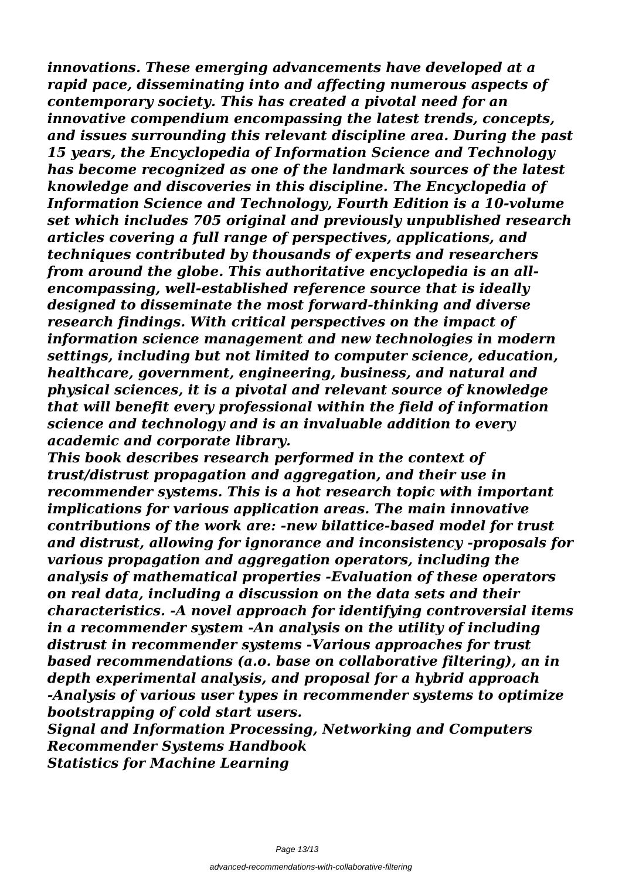*innovations. These emerging advancements have developed at a rapid pace, disseminating into and affecting numerous aspects of contemporary society. This has created a pivotal need for an innovative compendium encompassing the latest trends, concepts, and issues surrounding this relevant discipline area. During the past 15 years, the Encyclopedia of Information Science and Technology has become recognized as one of the landmark sources of the latest knowledge and discoveries in this discipline. The Encyclopedia of Information Science and Technology, Fourth Edition is a 10-volume set which includes 705 original and previously unpublished research articles covering a full range of perspectives, applications, and techniques contributed by thousands of experts and researchers from around the globe. This authoritative encyclopedia is an all-encompassing, well-established reference source that is ideally designed to disseminate the most forward-thinking and diverse research findings. With critical perspectives on the impact of information science management and new technologies in modern settings, including but not limited to computer science, education, healthcare, government, engineering, business, and natural and physical sciences, it is a pivotal and relevant source of knowledge that will benefit every professional within the field of information science and technology and is an invaluable addition to every academic and corporate library.*

*This book describes research performed in the context of trust/distrust propagation and aggregation, and their use in recommender systems. This is a hot research topic with important implications for various application areas. The main innovative contributions of the work are: -new bilattice-based model for trust and distrust, allowing for ignorance and inconsistency -proposals for various propagation and aggregation operators, including the analysis of mathematical properties -Evaluation of these operators on real data, including a discussion on the data sets and their characteristics. -A novel approach for identifying controversial items in a recommender system -An analysis on the utility of including distrust in recommender systems -Various approaches for trust based recommendations (a.o. base on collaborative filtering), an in depth experimental analysis, and proposal for a hybrid approach -Analysis of various user types in recommender systems to optimize bootstrapping of cold start users.*

*Signal and Information Processing, Networking and Computers*
*Recommender Systems Handbook*
*Statistics for Machine Learning*